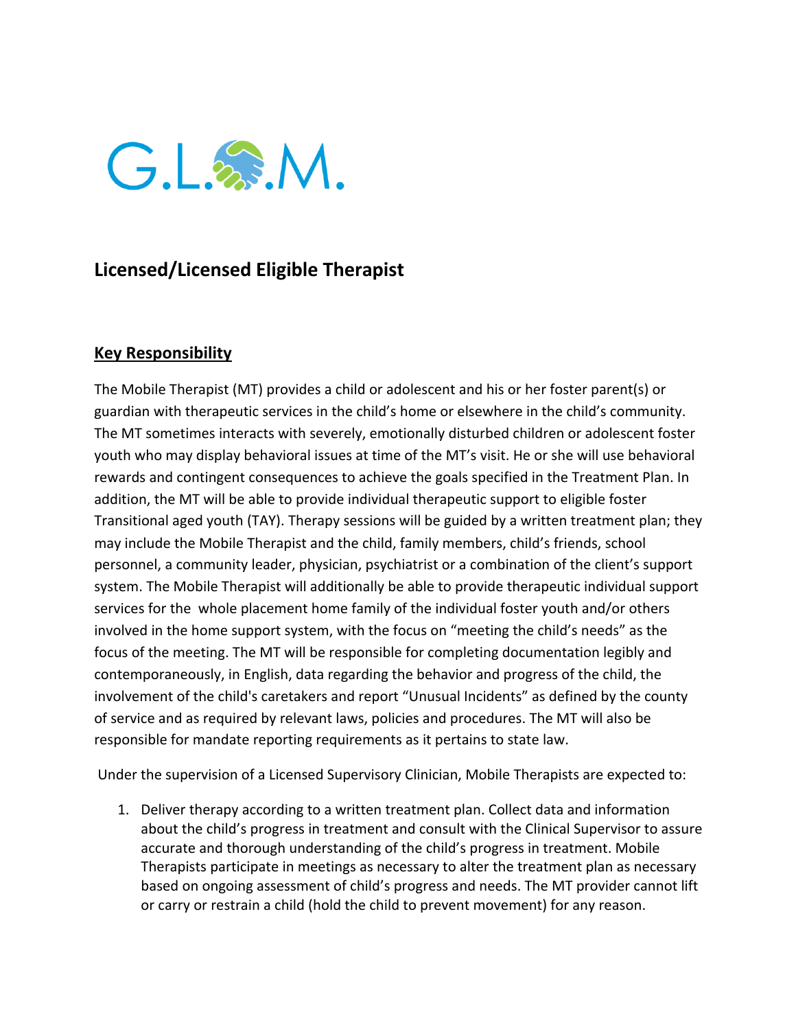G.L.O.M.

## Licensed/Licensed Eligible Therapist

### Key Responsibility

The Mobile Therapist (MT) provides a child or adolescent and his or her foster parent(s) or guardian with therapeutic services in the child's home or elsewhere in the child's community. The MT sometimes interacts with severely, emotionally disturbed children or adolescent foster youth who may display behavioral issues at time of the MT's visit. He or she will use behavioral rewards and contingent consequences to achieve the goals specified in the Treatment Plan. In addition, the MT will be able to provide individual therapeutic support to eligible foster Transitional aged youth (TAY). Therapy sessions will be guided by a written treatment plan; they may include the Mobile Therapist and the child, family members, child's friends, school personnel, a community leader, physician, psychiatrist or a combination of the client's support system. The Mobile Therapist will additionally be able to provide therapeutic individual support services for the whole placement home family of the individual foster youth and/or others involved in the home support system, with the focus on "meeting the child's needs" as the focus of the meeting. The MT will be responsible for completing documentation legibly and contemporaneously, in English, data regarding the behavior and progress of the child, the involvement of the child's caretakers and report "Unusual Incidents" as defined by the county of service and as required by relevant laws, policies and procedures. The MT will also be responsible for mandate reporting requirements as it pertains to state law.

Under the supervision of a Licensed Supervisory Clinician, Mobile Therapists are expected to:

1. Deliver therapy according to a written treatment plan. Collect data and information about the child's progress in treatment and consult with the Clinical Supervisor to assure accurate and thorough understanding of the child's progress in treatment. Mobile Therapists participate in meetings as necessary to alter the treatment plan as necessary based on ongoing assessment of child's progress and needs. The MT provider cannot lift or carry or restrain a child (hold the child to prevent movement) for any reason.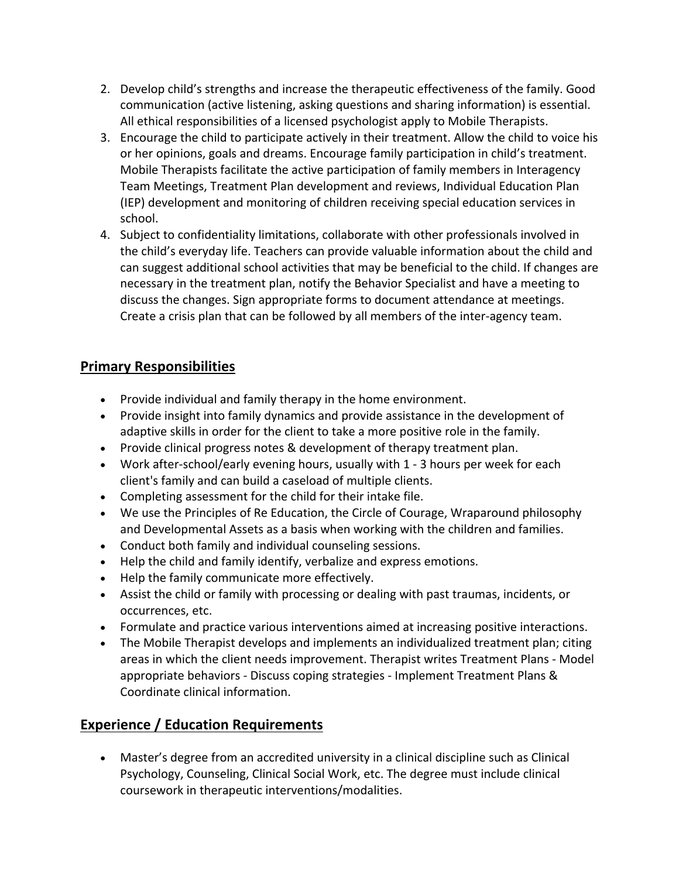2. Develop child's strengths and increase the therapeutic effectiveness of the family. Good communication (active listening, asking questions and sharing information) is essential. All ethical responsibilities of a licensed psychologist apply to Mobile Therapists.
3. Encourage the child to participate actively in their treatment. Allow the child to voice his or her opinions, goals and dreams. Encourage family participation in child's treatment. Mobile Therapists facilitate the active participation of family members in Interagency Team Meetings, Treatment Plan development and reviews, Individual Education Plan (IEP) development and monitoring of children receiving special education services in school.
4. Subject to confidentiality limitations, collaborate with other professionals involved in the child's everyday life. Teachers can provide valuable information about the child and can suggest additional school activities that may be beneficial to the child. If changes are necessary in the treatment plan, notify the Behavior Specialist and have a meeting to discuss the changes. Sign appropriate forms to document attendance at meetings. Create a crisis plan that can be followed by all members of the inter-agency team.

## Primary Responsibilities

- Provide individual and family therapy in the home environment.
- Provide insight into family dynamics and provide assistance in the development of adaptive skills in order for the client to take a more positive role in the family.
- Provide clinical progress notes & development of therapy treatment plan.
- Work after-school/early evening hours, usually with 1 - 3 hours per week for each client's family and can build a caseload of multiple clients.
- Completing assessment for the child for their intake file.
- We use the Principles of Re Education, the Circle of Courage, Wraparound philosophy and Developmental Assets as a basis when working with the children and families.
- Conduct both family and individual counseling sessions.
- Help the child and family identify, verbalize and express emotions.
- Help the family communicate more effectively.
- Assist the child or family with processing or dealing with past traumas, incidents, or occurrences, etc.
- Formulate and practice various interventions aimed at increasing positive interactions.
- The Mobile Therapist develops and implements an individualized treatment plan; citing areas in which the client needs improvement. Therapist writes Treatment Plans - Model appropriate behaviors - Discuss coping strategies - Implement Treatment Plans & Coordinate clinical information.

## Experience / Education Requirements

- Master's degree from an accredited university in a clinical discipline such as Clinical Psychology, Counseling, Clinical Social Work, etc. The degree must include clinical coursework in therapeutic interventions/modalities.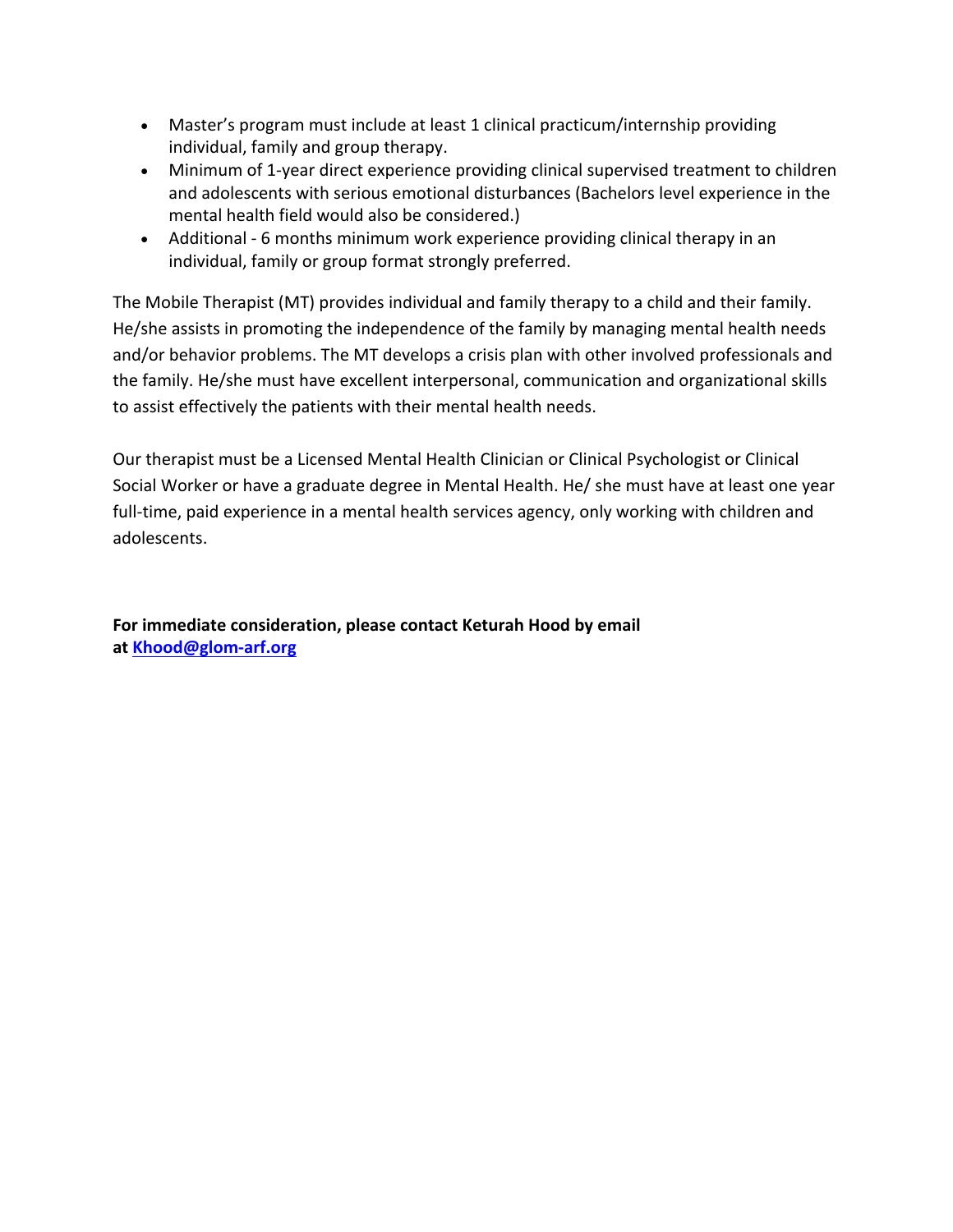- Master's program must include at least 1 clinical practicum/internship providing individual, family and group therapy.
- Minimum of 1-year direct experience providing clinical supervised treatment to children and adolescents with serious emotional disturbances (Bachelors level experience in the mental health field would also be considered.)
- Additional - 6 months minimum work experience providing clinical therapy in an individual, family or group format strongly preferred.

The Mobile Therapist (MT) provides individual and family therapy to a child and their family. He/she assists in promoting the independence of the family by managing mental health needs and/or behavior problems. The MT develops a crisis plan with other involved professionals and the family. He/she must have excellent interpersonal, communication and organizational skills to assist effectively the patients with their mental health needs.

Our therapist must be a Licensed Mental Health Clinician or Clinical Psychologist or Clinical Social Worker or have a graduate degree in Mental Health. He/ she must have at least one year full-time, paid experience in a mental health services agency, only working with children and adolescents.

**For immediate consideration, please contact Keturah Hood by email at [Khood@glom-arf.org](mailto:Khood@glom-arf.org)**